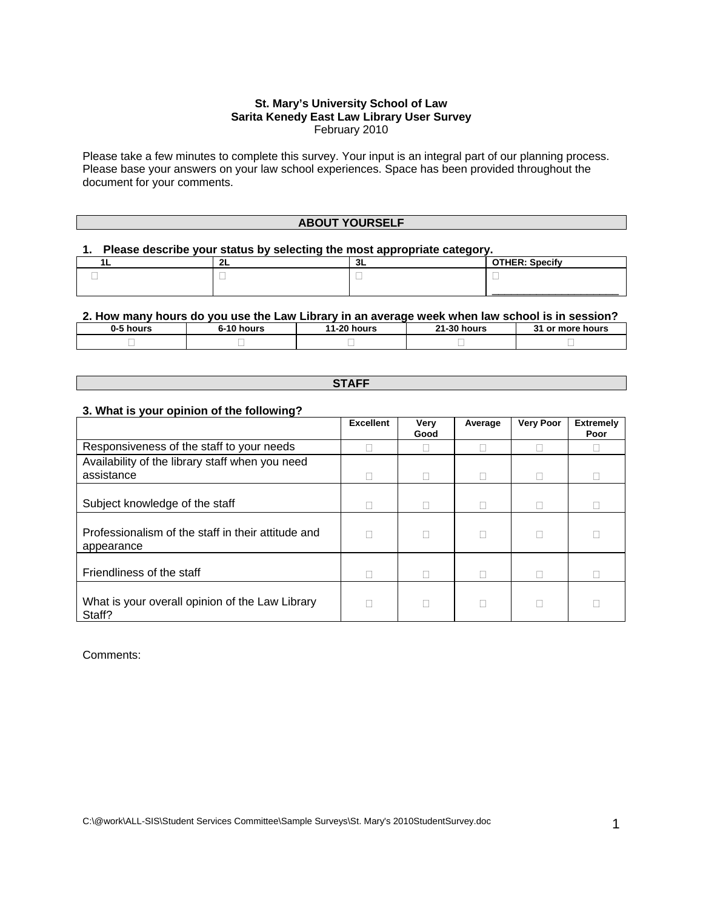**St. Mary's University School of Law**
**Sarita Kenedy East Law Library User Survey**
February 2010

Please take a few minutes to complete this survey. Your input is an integral part of our planning process. Please base your answers on your law school experiences. Space has been provided throughout the document for your comments.

## ABOUT YOURSELF

**1. Please describe your status by selecting the most appropriate category.**

| 1L | 2L | 3L | OTHER: Specify |
|---|---|---|---|
| ☐ | ☐ | ☐ | ☐ ____________________ |

**2. How many hours do you use the Law Library in an average week when law school is in session?**

| 0-5 hours | 6-10 hours | 11-20 hours | 21-30 hours | 31 or more hours |
|---|---|---|---|---|
| ☐ | ☐ | ☐ | ☐ | ☐ |

## STAFF

**3. What is your opinion of the following?**

| | Excellent | Very Good | Average | Very Poor | Extremely Poor |
|---|---|---|---|---|---|
| Responsiveness of the staff to your needs | ☐ | ☐ | ☐ | ☐ | ☐ |
| Availability of the library staff when you need assistance | ☐ | ☐ | ☐ | ☐ | ☐ |
| Subject knowledge of the staff | ☐ | ☐ | ☐ | ☐ | ☐ |
| Professionalism of the staff in their attitude and appearance | ☐ | ☐ | ☐ | ☐ | ☐ |
| Friendliness of the staff | ☐ | ☐ | ☐ | ☐ | ☐ |
| What is your overall opinion of the Law Library Staff? | ☐ | ☐ | ☐ | ☐ | ☐ |

Comments: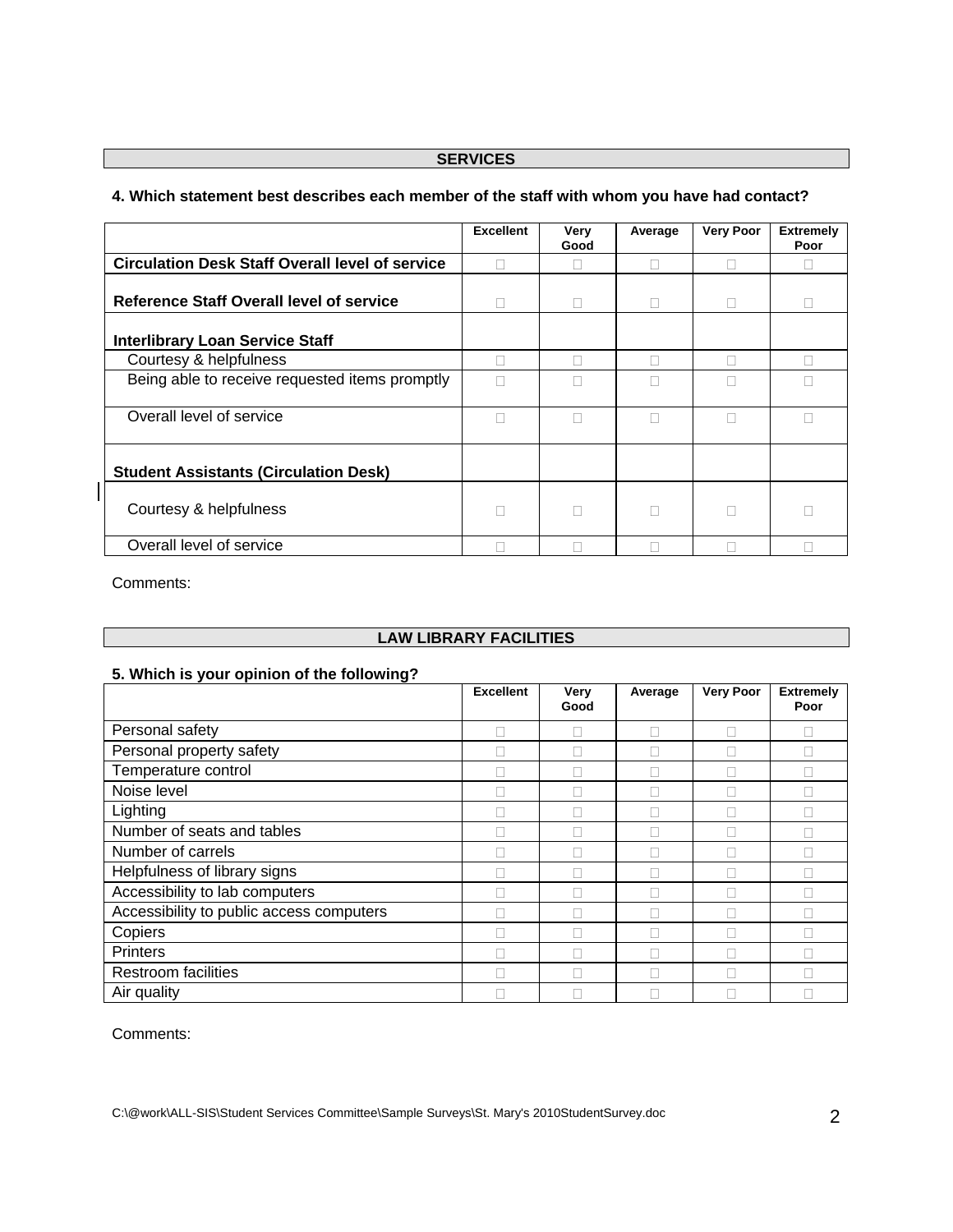## SERVICES

**4. Which statement best describes each member of the staff with whom you have had contact?**

| | Excellent | Very Good | Average | Very Poor | Extremely Poor |
|---|---|---|---|---|---|
| **Circulation Desk Staff Overall level of service** | ☐ | ☐ | ☐ | ☐ | ☐ |
| **Reference Staff Overall level of service** | ☐ | ☐ | ☐ | ☐ | ☐ |
| **Interlibrary Loan Service Staff** | | | | | |
| Courtesy & helpfulness | ☐ | ☐ | ☐ | ☐ | ☐ |
| Being able to receive requested items promptly | ☐ | ☐ | ☐ | ☐ | ☐ |
| Overall level of service | ☐ | ☐ | ☐ | ☐ | ☐ |
| **Student Assistants (Circulation Desk)** | | | | | |
| Courtesy & helpfulness | ☐ | ☐ | ☐ | ☐ | ☐ |
| Overall level of service | ☐ | ☐ | ☐ | ☐ | ☐ |

Comments:

## LAW LIBRARY FACILITIES

**5. Which is your opinion of the following?**

| | Excellent | Very Good | Average | Very Poor | Extremely Poor |
|---|---|---|---|---|---|
| Personal safety | ☐ | ☐ | ☐ | ☐ | ☐ |
| Personal property safety | ☐ | ☐ | ☐ | ☐ | ☐ |
| Temperature control | ☐ | ☐ | ☐ | ☐ | ☐ |
| Noise level | ☐ | ☐ | ☐ | ☐ | ☐ |
| Lighting | ☐ | ☐ | ☐ | ☐ | ☐ |
| Number of seats and tables | ☐ | ☐ | ☐ | ☐ | ☐ |
| Number of carrels | ☐ | ☐ | ☐ | ☐ | ☐ |
| Helpfulness of library signs | ☐ | ☐ | ☐ | ☐ | ☐ |
| Accessibility to lab computers | ☐ | ☐ | ☐ | ☐ | ☐ |
| Accessibility to public access computers | ☐ | ☐ | ☐ | ☐ | ☐ |
| Copiers | ☐ | ☐ | ☐ | ☐ | ☐ |
| Printers | ☐ | ☐ | ☐ | ☐ | ☐ |
| Restroom facilities | ☐ | ☐ | ☐ | ☐ | ☐ |
| Air quality | ☐ | ☐ | ☐ | ☐ | ☐ |

Comments: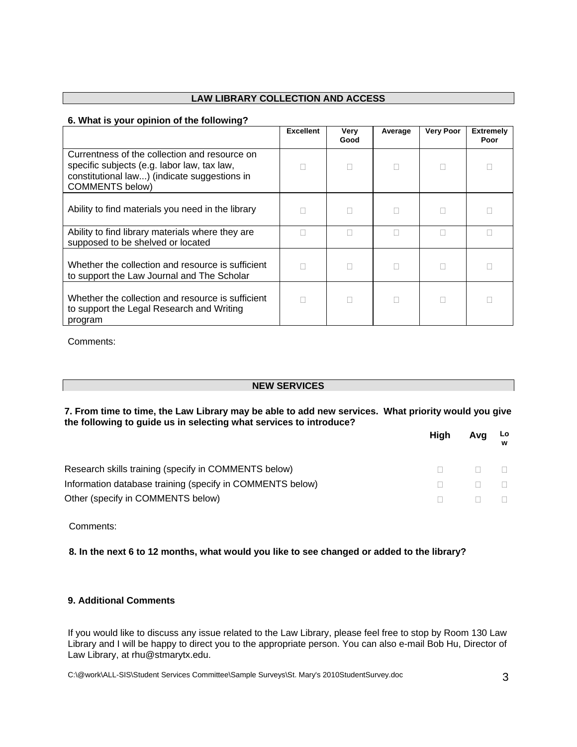## LAW LIBRARY COLLECTION AND ACCESS

**6. What is your opinion of the following?**

| | Excellent | Very Good | Average | Very Poor | Extremely Poor |
|---|---|---|---|---|---|
| Currentness of the collection and resource on specific subjects (e.g. labor law, tax law, constitutional law...) (indicate suggestions in COMMENTS below) | ☐ | ☐ | ☐ | ☐ | ☐ |
| Ability to find materials you need in the library | ☐ | ☐ | ☐ | ☐ | ☐ |
| Ability to find library materials where they are supposed to be shelved or located | ☐ | ☐ | ☐ | ☐ | ☐ |
| Whether the collection and resource is sufficient to support the Law Journal and The Scholar | ☐ | ☐ | ☐ | ☐ | ☐ |
| Whether the collection and resource is sufficient to support the Legal Research and Writing program | ☐ | ☐ | ☐ | ☐ | ☐ |

Comments:

## NEW SERVICES

**7. From time to time, the Law Library may be able to add new services. What priority would you give the following to guide us in selecting what services to introduce?**

| | High | Avg | Low |
|---|---|---|---|
| Research skills training (specify in COMMENTS below) | ☐ | ☐ | ☐ |
| Information database training (specify in COMMENTS below) | ☐ | ☐ | ☐ |
| Other (specify in COMMENTS below) | ☐ | ☐ | ☐ |

Comments:

**8. In the next 6 to 12 months, what would you like to see changed or added to the library?**

**9. Additional Comments**

If you would like to discuss any issue related to the Law Library, please feel free to stop by Room 130 Law Library and I will be happy to direct you to the appropriate person. You can also e-mail Bob Hu, Director of Law Library, at rhu@stmarytx.edu.